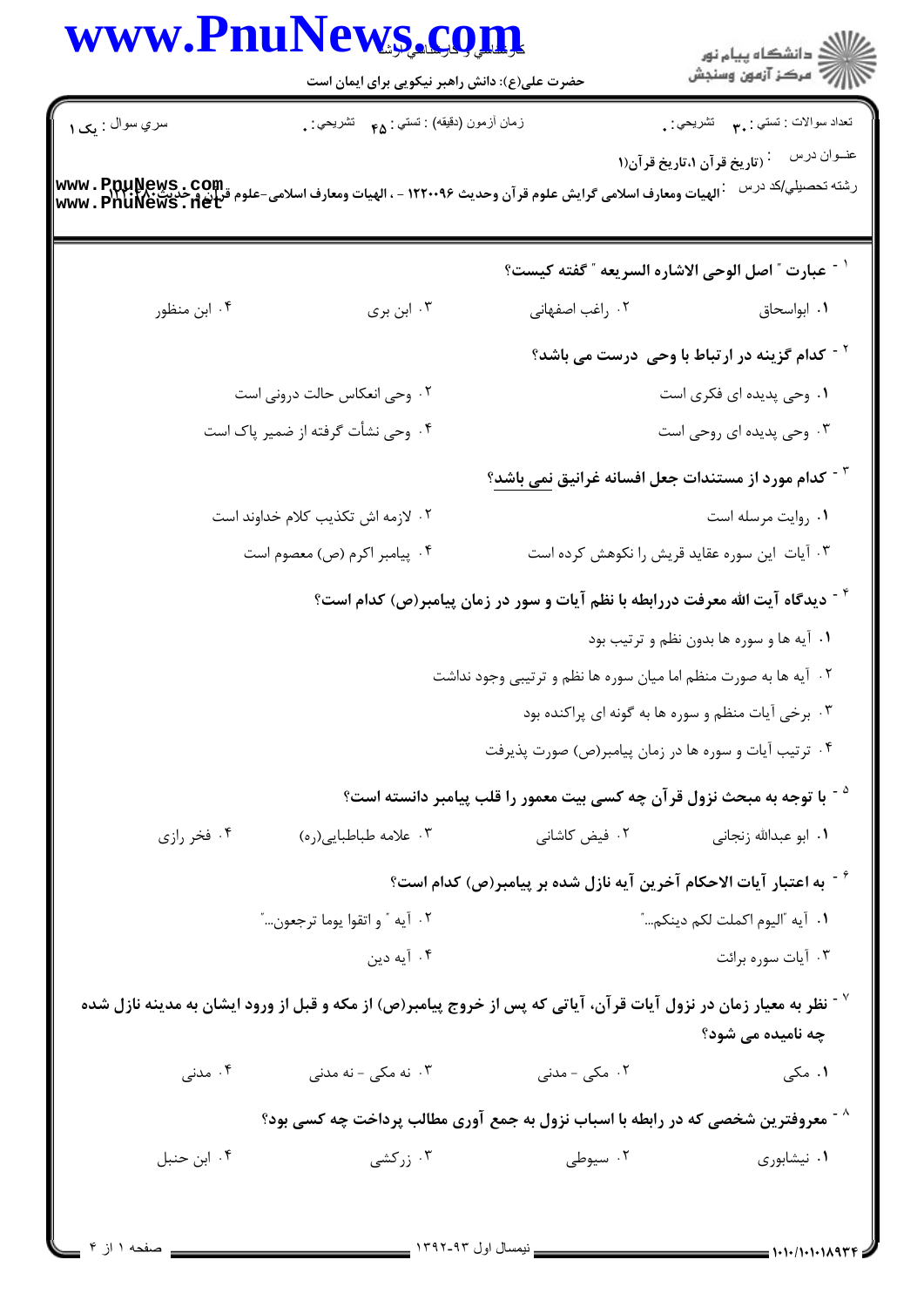سري سوال : یک ۱

زمان آزمون (دقیقه) : تستی : ۴۵ تشریحی : ۰

تعداد سوالات : تستی : ۳۰ تشریحی : ۰

عنوان درس : (تاریخ قرآن ۱،تاریخ قرآن۱

رشته تحصیلی/کد درس : الهیات ومعارف اسلامی گرایش علوم قرآن وحدیث ۱۲۲۰۰۹۶ - ، الهیات ومعارف اسلامی-علوم قرآن وحدیث۱۲۲۰۲۸۰

۱- عبارت " اصل الوحی الاشاره السریعه " گفته کیست؟

۱. ابواسحاق
۲. راغب اصفهانی
۳. ابن بری
۴. ابن منظور

۲- کدام گزینه در ارتباط با وحی درست می باشد؟

۱. وحی پدیده ای فکری است
۲. وحی انعکاس حالت درونی است
۳. وحی پدیده ای روحی است
۴. وحی نشأت گرفته از ضمیر پاک است

۳- کدام مورد از مستندات جعل افسانه غرانیق نمی باشد؟

۱. روایت مرسله است
۲. لازمه اش تکذیب کلام خداوند است
۳. آیات این سوره عقاید قریش را نکوهش کرده است
۴. پیامبر اکرم (ص) معصوم است

۴- دیدگاه آیت الله معرفت دررابطه با نظم آیات و سور در زمان پیامبر(ص) کدام است؟

۱. آیه ها و سوره ها بدون نظم و ترتیب بود
۲. آیه ها به صورت منظم اما میان سوره ها نظم و ترتیبی وجود نداشت
۳. برخی آیات منظم و سوره ها به گونه ای پراکنده بود
۴. ترتیب آیات و سوره ها در زمان پیامبر(ص) صورت پذیرفت

۵- با توجه به مبحث نزول قرآن چه کسی بیت معمور را قلب پیامبر دانسته است؟

۱. ابو عبدالله زنجانی
۲. فیض کاشانی
۳. علامه طباطبایی(ره)
۴. فخر رازی

۶- به اعتبار آیات الاحکام آخرین آیه نازل شده بر پیامبر(ص) کدام است؟

۱. آیه "الیوم اکملت لکم دینکم..."
۲. آیه " و اتقوا یوما ترجعون..."
۳. آیات سوره برائت
۴. آیه دین

۷- نظر به معیار زمان در نزول آیات قرآن، آیاتی که پس از خروج پیامبر(ص) از مکه و قبل از ورود ایشان به مدینه نازل شده چه نامیده می شود؟

۱. مکی
۲. مکی - مدنی
۳. نه مکی - نه مدنی
۴. مدنی

۸- معروفترین شخصی که در رابطه با اسباب نزول به جمع آوری مطالب پرداخت چه کسی بود؟

۱. نیشابوری
۲. سیوطی
۳. زرکشی
۴. ابن حنبل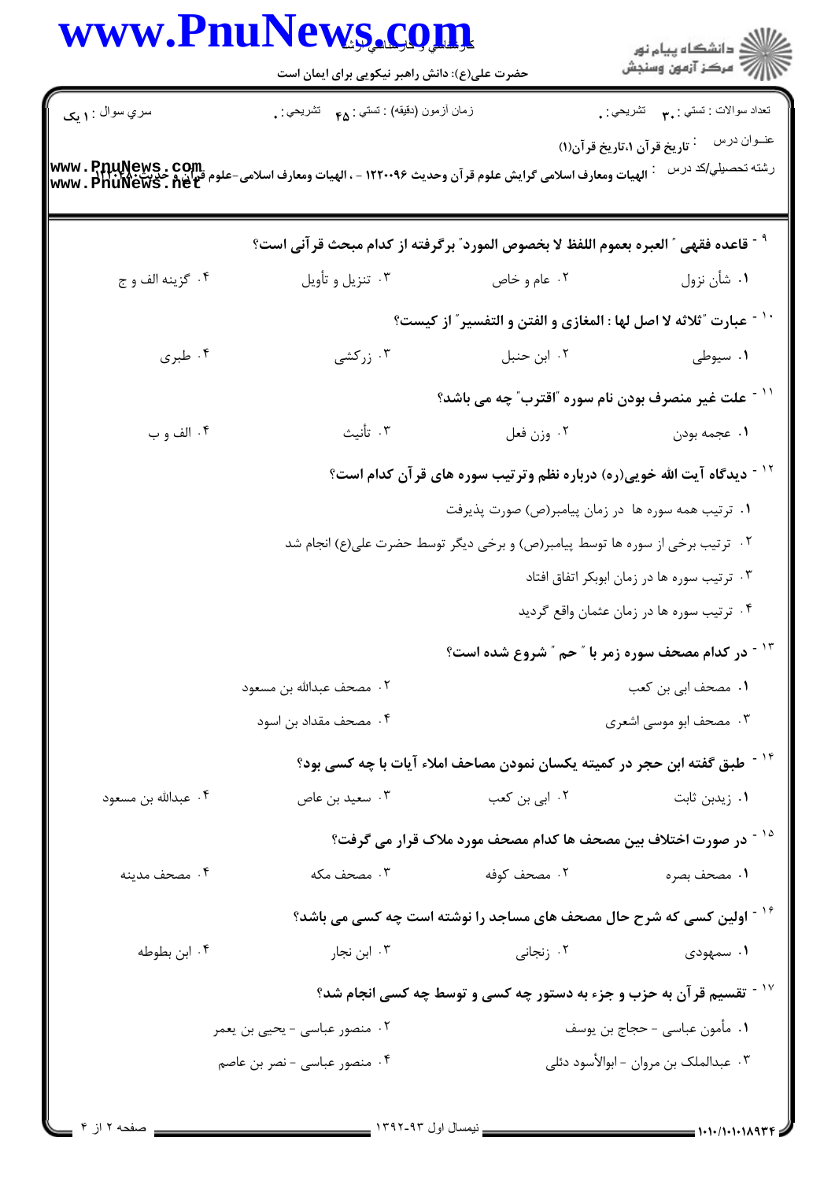۹ - قاعده فقهی " العبره بعموم اللفظ لا بخصوص المورد" برگرفته از کدام مبحث قرآنی است؟

۱. شأن نزول
۲. عام و خاص
۳. تنزیل و تأویل
۴. گزینه الف و ج

۱۰ - عبارت "ثلاثه لا اصل لها : المغازی و الفتن و التفسیر" از کیست؟

۱. سیوطی
۲. ابن حنبل
۳. زرکشی
۴. طبری

۱۱ - علت غیر منصرف بودن نام سوره "اقترب" چه می باشد؟

۱. عجمه بودن
۲. وزن فعل
۳. تأنیث
۴. الف و ب

۱۲ - دیدگاه آیت الله خویی(ره) درباره نظم وترتیب سوره های قرآن کدام است؟

۱. ترتیب همه سوره ها در زمان پیامبر(ص) صورت پذیرفت
۲. ترتیب برخی از سوره ها توسط پیامبر(ص) و برخی دیگر توسط حضرت علی(ع) انجام شد
۳. ترتیب سوره ها در زمان ابوبکر اتفاق افتاد
۴. ترتیب سوره ها در زمان عثمان واقع گردید

۱۳ - در کدام مصحف سوره زمر با " حم " شروع شده است؟

۱. مصحف ابی بن کعب
۲. مصحف عبدالله بن مسعود
۳. مصحف ابو موسی اشعری
۴. مصحف مقداد بن اسود

۱۴ - طبق گفته ابن حجر در کمیته یکسان نمودن مصاحف املاء آیات با چه کسی بود؟

۱. زیدبن ثابت
۲. ابی بن کعب
۳. سعید بن عاص
۴. عبدالله بن مسعود

۱۵ - در صورت اختلاف بین مصحف ها کدام مصحف مورد ملاک قرار می گرفت؟

۱. مصحف بصره
۲. مصحف کوفه
۳. مصحف مکه
۴. مصحف مدینه

۱۶ - اولین کسی که شرح حال مصحف های مساجد را نوشته است چه کسی می باشد؟

۱. سمهودی
۲. زنجانی
۳. ابن نجار
۴. ابن بطوطه

۱۷ - تقسیم قرآن به حزب و جزء به دستور چه کسی و توسط چه کسی انجام شد؟

۱. مأمون عباسی - حجاج بن یوسف
۲. منصور عباسی - یحیی بن یعمر
۳. عبدالملک بن مروان - ابوالأسود دئلی
۴. منصور عباسی - نصر بن عاصم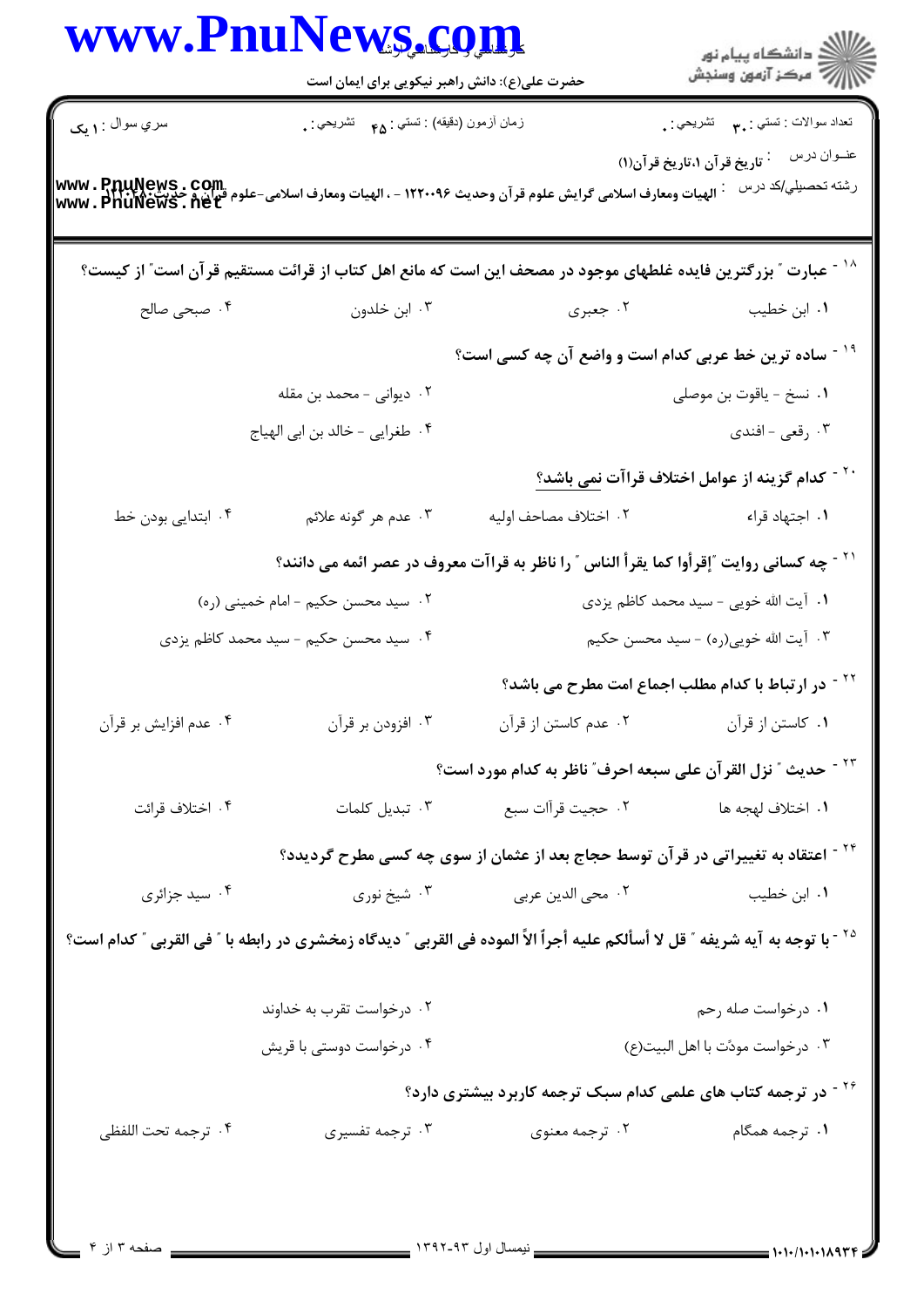۱۸ - عبارت " بزرگترین فایده غلطهای موجود در مصحف این است که مانع اهل کتاب از قرائت مستقیم قرآن است" از کیست؟

۱. ابن خطیب　　۲. جعبری　　۳. ابن خلدون　　۴. صبحی صالح

۱۹ - ساده ترین خط عربی کدام است و واضع آن چه کسی است؟

۱. نسخ - یاقوت بن موصلی　　۲. دیوانی - محمد بن مقله

۳. رقعی - افندی　　۴. طغرایی - خالد بن ابی الهیاج

۲۰ - کدام گزینه از عوامل اختلاف قراآت نمی باشد؟

۱. اجتهاد قراء　　۲. اختلاف مصاحف اولیه　　۳. عدم هر گونه علائم　　۴. ابتدایی بودن خط

۲۱ - چه کسانی روایت "إقرأوا کما یقرأ الناس " را ناظر به قرآت معروف در عصر ائمه می دانند؟

۱. آیت الله خویی - سید محمد کاظم یزدی　　۲. سید محسن حکیم - امام خمینی (ره)

۳. آیت الله خویی(ره) - سید محسن حکیم　　۴. سید محسن حکیم - سید محمد کاظم یزدی

۲۲ - در ارتباط با کدام مطلب اجماع امت مطرح می باشد؟

۱. کاستن از قرآن　　۲. عدم کاستن از قرآن　　۳. افزودن بر قرآن　　۴. عدم افزایش بر قرآن

۲۳ - حدیث " نزل القرآن علی سبعه احرف" ناظر به کدام مورد است؟

۱. اختلاف لهجه ها　　۲. حجیت قراآت سبع　　۳. تبدیل کلمات　　۴. اختلاف قرائت

۲۴ - اعتقاد به تغییراتی در قرآن توسط حجاج بعد از عثمان از سوی چه کسی مطرح گردیده؟

۱. ابن خطیب　　۲. محی الدین عربی　　۳. شیخ نوری　　۴. سید جزائری

۲۵ - با توجه به آیه شریفه " قل لا أسألکم علیه أجراً الاّ الموده فی القربی " دیدگاه زمخشری در رابطه با " فی القربی " کدام است؟

۱. درخواست صله رحم　　۲. درخواست تقرب به خداوند

۳. درخواست مودّت با اهل البیت(ع)　　۴. درخواست دوستی با قریش

۲۶ - در ترجمه کتاب های علمی کدام سبک ترجمه کاربرد بیشتری دارد؟

۱. ترجمه همگام　　۲. ترجمه معنوی　　۳. ترجمه تفسیری　　۴. ترجمه تحت اللفظی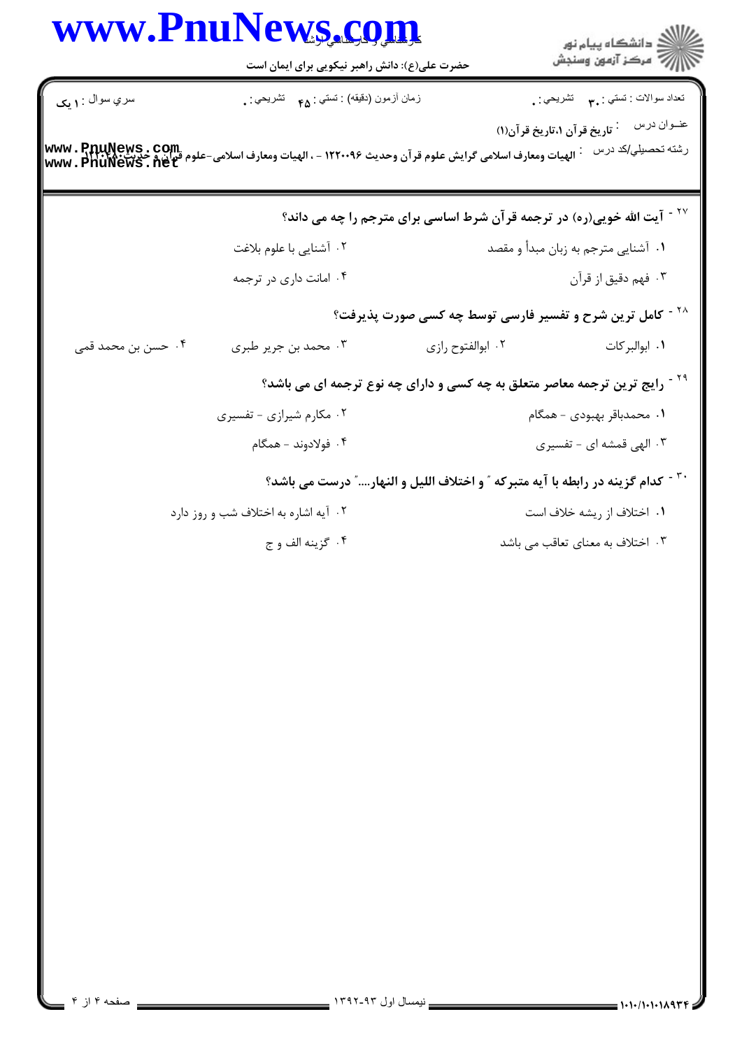۲۷ - آیت الله خویی(ره) در ترجمه قرآن شرط اساسی برای مترجم را چه می داند؟

۱. آشنایی مترجم به زبان مبدأ و مقصد

۲. آشنایی با علوم بلاغت

۳. فهم دقیق از قرآن

۴. امانت داری در ترجمه

۲۸ - کامل ترین شرح و تفسیر فارسی توسط چه کسی صورت پذیرفت؟

۱. ابوالبرکات

۲. ابوالفتوح رازی

۳. محمد بن جریر طبری

۴. حسن بن محمد قمی

۲۹ - رایج ترین ترجمه معاصر متعلق به چه کسی و دارای چه نوع ترجمه ای می باشد؟

۱. محمدباقر بهبودی - همگام

۲. مکارم شیرازی - تفسیری

۳. الهی قمشه ای - تفسیری

۴. فولادوند - همگام

۳۰ - کدام گزینه در رابطه با آیه متبرکه " و اختلاف اللیل و النهار...." درست می باشد؟

۱. اختلاف از ریشه خلاف است

۲. آیه اشاره به اختلاف شب و روز دارد

۳. اختلاف به معنای تعاقب می باشد

۴. گزینه الف و ج